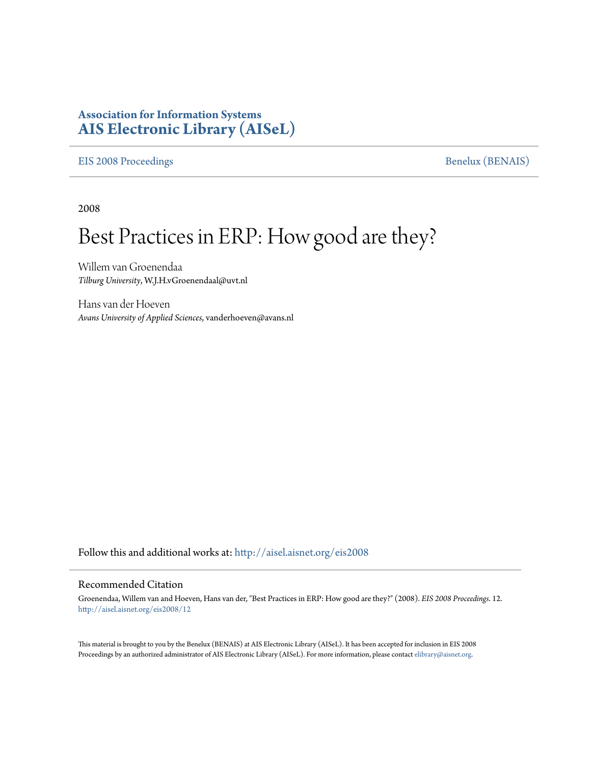**Association for Information Systems**
**AIS Electronic Library (AISeL)**

EIS 2008 Proceedings | Benelux (BENAIS)

2008

# Best Practices in ERP: How good are they?

Willem van Groenendaa
*Tilburg University*, W.J.H.vGroenendaal@uvt.nl

Hans van der Hoeven
*Avans University of Applied Sciences*, vanderhoeven@avans.nl

Follow this and additional works at: http://aisel.aisnet.org/eis2008

## Recommended Citation

Groenendaa, Willem van and Hoeven, Hans van der, "Best Practices in ERP: How good are they?" (2008). *EIS 2008 Proceedings*. 12.
http://aisel.aisnet.org/eis2008/12

This material is brought to you by the Benelux (BENAIS) at AIS Electronic Library (AISeL). It has been accepted for inclusion in EIS 2008 Proceedings by an authorized administrator of AIS Electronic Library (AISeL). For more information, please contact elibrary@aisnet.org.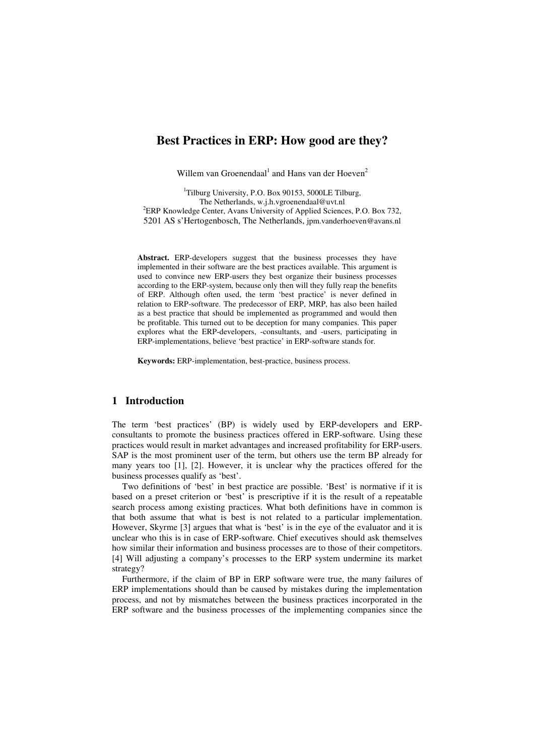# Best Practices in ERP: How good are they?

Willem van Groenendaal[1] and Hans van der Hoeven[2]

[1]Tilburg University, P.O. Box 90153, 5000LE Tilburg, The Netherlands, w.j.h.vgroenendaal@uvt.nl

[2]ERP Knowledge Center, Avans University of Applied Sciences, P.O. Box 732, 5201 AS s'Hertogenbosch, The Netherlands, jpm.vanderhoeven@avans.nl

**Abstract.** ERP-developers suggest that the business processes they have implemented in their software are the best practices available. This argument is used to convince new ERP-users they best organize their business processes according to the ERP-system, because only then will they fully reap the benefits of ERP. Although often used, the term 'best practice' is never defined in relation to ERP-software. The predecessor of ERP, MRP, has also been hailed as a best practice that should be implemented as programmed and would then be profitable. This turned out to be deception for many companies. This paper explores what the ERP-developers, -consultants, and -users, participating in ERP-implementations, believe 'best practice' in ERP-software stands for.

**Keywords:** ERP-implementation, best-practice, business process.

## 1 Introduction

The term 'best practices' (BP) is widely used by ERP-developers and ERP-consultants to promote the business practices offered in ERP-software. Using these practices would result in market advantages and increased profitability for ERP-users. SAP is the most prominent user of the term, but others use the term BP already for many years too [1], [2]. However, it is unclear why the practices offered for the business processes qualify as 'best'.

Two definitions of 'best' in best practice are possible. 'Best' is normative if it is based on a preset criterion or 'best' is prescriptive if it is the result of a repeatable search process among existing practices. What both definitions have in common is that both assume that what is best is not related to a particular implementation. However, Skyrme [3] argues that what is 'best' is in the eye of the evaluator and it is unclear who this is in case of ERP-software. Chief executives should ask themselves how similar their information and business processes are to those of their competitors. [4] Will adjusting a company's processes to the ERP system undermine its market strategy?

Furthermore, if the claim of BP in ERP software were true, the many failures of ERP implementations should than be caused by mistakes during the implementation process, and not by mismatches between the business practices incorporated in the ERP software and the business processes of the implementing companies since the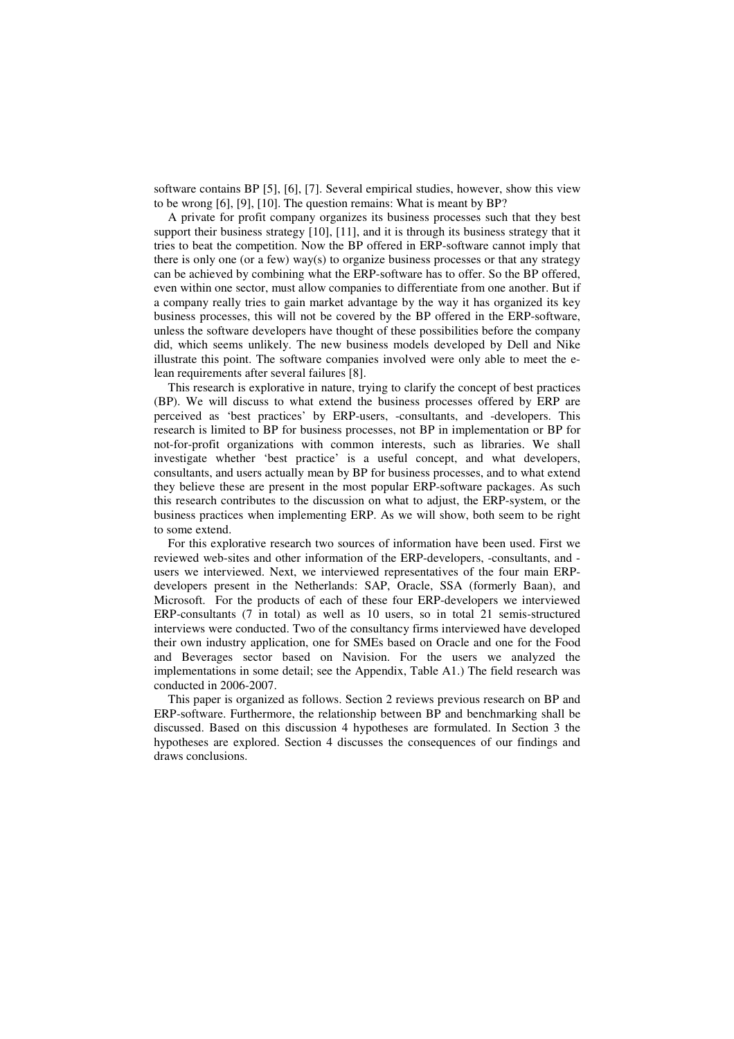software contains BP [5], [6], [7]. Several empirical studies, however, show this view to be wrong [6], [9], [10]. The question remains: What is meant by BP?

A private for profit company organizes its business processes such that they best support their business strategy [10], [11], and it is through its business strategy that it tries to beat the competition. Now the BP offered in ERP-software cannot imply that there is only one (or a few) way(s) to organize business processes or that any strategy can be achieved by combining what the ERP-software has to offer. So the BP offered, even within one sector, must allow companies to differentiate from one another. But if a company really tries to gain market advantage by the way it has organized its key business processes, this will not be covered by the BP offered in the ERP-software, unless the software developers have thought of these possibilities before the company did, which seems unlikely. The new business models developed by Dell and Nike illustrate this point. The software companies involved were only able to meet the e-lean requirements after several failures [8].

This research is explorative in nature, trying to clarify the concept of best practices (BP). We will discuss to what extend the business processes offered by ERP are perceived as 'best practices' by ERP-users, -consultants, and -developers. This research is limited to BP for business processes, not BP in implementation or BP for not-for-profit organizations with common interests, such as libraries. We shall investigate whether 'best practice' is a useful concept, and what developers, consultants, and users actually mean by BP for business processes, and to what extend they believe these are present in the most popular ERP-software packages. As such this research contributes to the discussion on what to adjust, the ERP-system, or the business practices when implementing ERP. As we will show, both seem to be right to some extend.

For this explorative research two sources of information have been used. First we reviewed web-sites and other information of the ERP-developers, -consultants, and -users we interviewed. Next, we interviewed representatives of the four main ERP-developers present in the Netherlands: SAP, Oracle, SSA (formerly Baan), and Microsoft. For the products of each of these four ERP-developers we interviewed ERP-consultants (7 in total) as well as 10 users, so in total 21 semis-structured interviews were conducted. Two of the consultancy firms interviewed have developed their own industry application, one for SMEs based on Oracle and one for the Food and Beverages sector based on Navision. For the users we analyzed the implementations in some detail; see the Appendix, Table A1.) The field research was conducted in 2006-2007.

This paper is organized as follows. Section 2 reviews previous research on BP and ERP-software. Furthermore, the relationship between BP and benchmarking shall be discussed. Based on this discussion 4 hypotheses are formulated. In Section 3 the hypotheses are explored. Section 4 discusses the consequences of our findings and draws conclusions.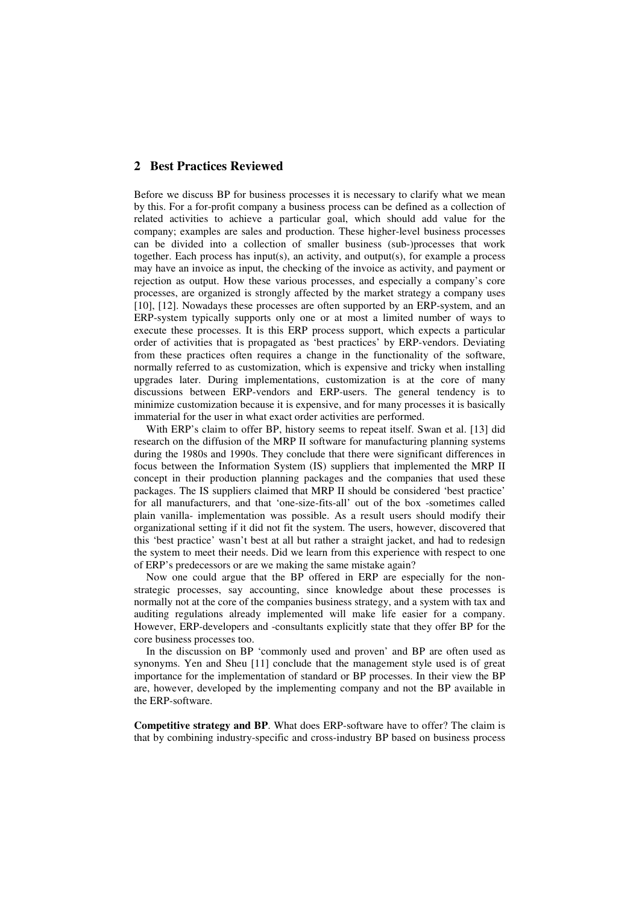## 2 Best Practices Reviewed

Before we discuss BP for business processes it is necessary to clarify what we mean by this. For a for-profit company a business process can be defined as a collection of related activities to achieve a particular goal, which should add value for the company; examples are sales and production. These higher-level business processes can be divided into a collection of smaller business (sub-)processes that work together. Each process has input(s), an activity, and output(s), for example a process may have an invoice as input, the checking of the invoice as activity, and payment or rejection as output. How these various processes, and especially a company's core processes, are organized is strongly affected by the market strategy a company uses [10], [12]. Nowadays these processes are often supported by an ERP-system, and an ERP-system typically supports only one or at most a limited number of ways to execute these processes. It is this ERP process support, which expects a particular order of activities that is propagated as 'best practices' by ERP-vendors. Deviating from these practices often requires a change in the functionality of the software, normally referred to as customization, which is expensive and tricky when installing upgrades later. During implementations, customization is at the core of many discussions between ERP-vendors and ERP-users. The general tendency is to minimize customization because it is expensive, and for many processes it is basically immaterial for the user in what exact order activities are performed.

With ERP's claim to offer BP, history seems to repeat itself. Swan et al. [13] did research on the diffusion of the MRP II software for manufacturing planning systems during the 1980s and 1990s. They conclude that there were significant differences in focus between the Information System (IS) suppliers that implemented the MRP II concept in their production planning packages and the companies that used these packages. The IS suppliers claimed that MRP II should be considered 'best practice' for all manufacturers, and that 'one-size-fits-all' out of the box -sometimes called plain vanilla- implementation was possible. As a result users should modify their organizational setting if it did not fit the system. The users, however, discovered that this 'best practice' wasn't best at all but rather a straight jacket, and had to redesign the system to meet their needs. Did we learn from this experience with respect to one of ERP's predecessors or are we making the same mistake again?

Now one could argue that the BP offered in ERP are especially for the non-strategic processes, say accounting, since knowledge about these processes is normally not at the core of the companies business strategy, and a system with tax and auditing regulations already implemented will make life easier for a company. However, ERP-developers and -consultants explicitly state that they offer BP for the core business processes too.

In the discussion on BP 'commonly used and proven' and BP are often used as synonyms. Yen and Sheu [11] conclude that the management style used is of great importance for the implementation of standard or BP processes. In their view the BP are, however, developed by the implementing company and not the BP available in the ERP-software.

**Competitive strategy and BP**. What does ERP-software have to offer? The claim is that by combining industry-specific and cross-industry BP based on business process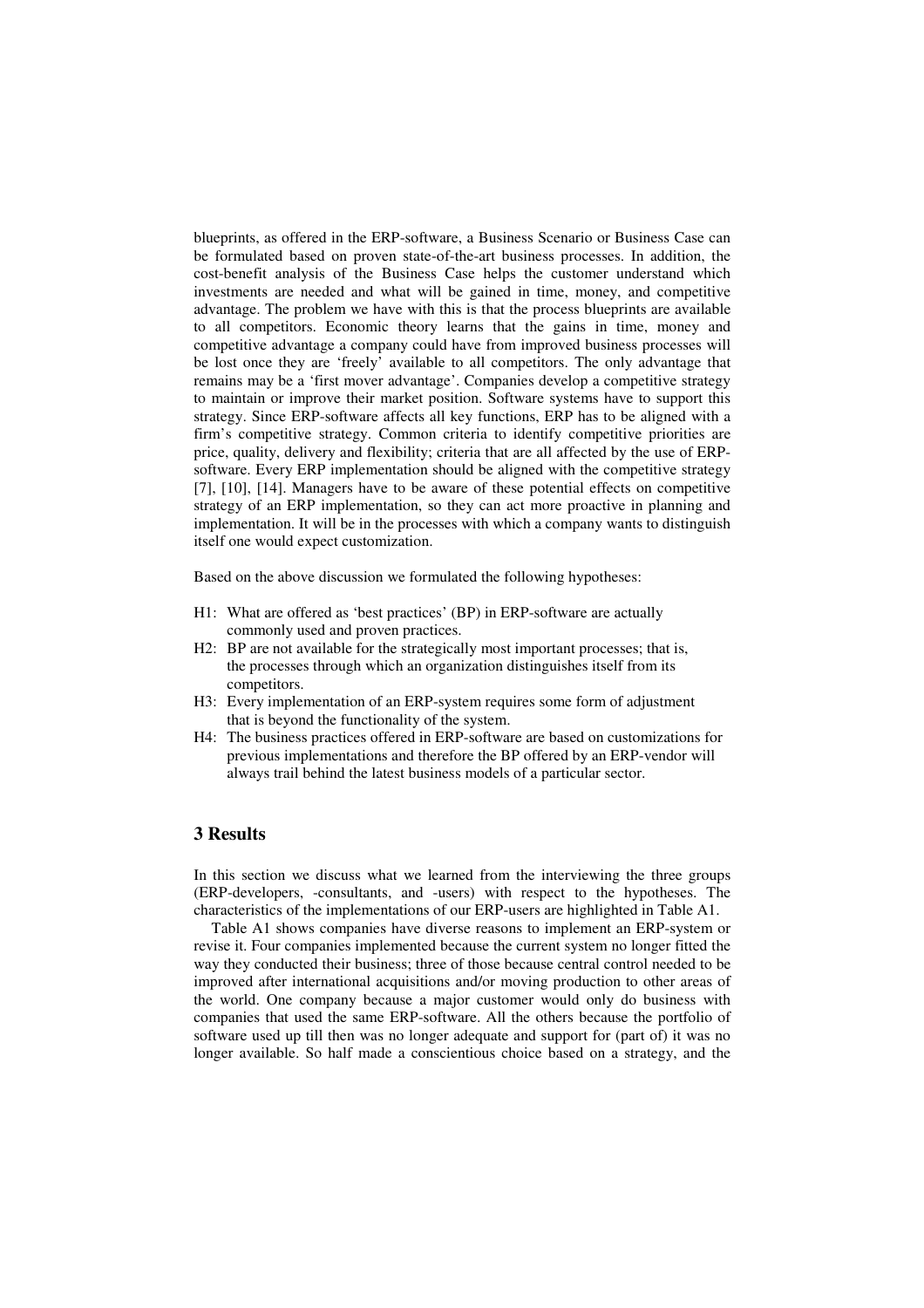blueprints, as offered in the ERP-software, a Business Scenario or Business Case can be formulated based on proven state-of-the-art business processes. In addition, the cost-benefit analysis of the Business Case helps the customer understand which investments are needed and what will be gained in time, money, and competitive advantage. The problem we have with this is that the process blueprints are available to all competitors. Economic theory learns that the gains in time, money and competitive advantage a company could have from improved business processes will be lost once they are 'freely' available to all competitors. The only advantage that remains may be a 'first mover advantage'. Companies develop a competitive strategy to maintain or improve their market position. Software systems have to support this strategy. Since ERP-software affects all key functions, ERP has to be aligned with a firm's competitive strategy. Common criteria to identify competitive priorities are price, quality, delivery and flexibility; criteria that are all affected by the use of ERP-software. Every ERP implementation should be aligned with the competitive strategy [7], [10], [14]. Managers have to be aware of these potential effects on competitive strategy of an ERP implementation, so they can act more proactive in planning and implementation. It will be in the processes with which a company wants to distinguish itself one would expect customization.

Based on the above discussion we formulated the following hypotheses:

- H1: What are offered as 'best practices' (BP) in ERP-software are actually commonly used and proven practices.
- H2: BP are not available for the strategically most important processes; that is, the processes through which an organization distinguishes itself from its competitors.
- H3: Every implementation of an ERP-system requires some form of adjustment that is beyond the functionality of the system.
- H4: The business practices offered in ERP-software are based on customizations for previous implementations and therefore the BP offered by an ERP-vendor will always trail behind the latest business models of a particular sector.

## 3 Results

In this section we discuss what we learned from the interviewing the three groups (ERP-developers, -consultants, and -users) with respect to the hypotheses. The characteristics of the implementations of our ERP-users are highlighted in Table A1.

Table A1 shows companies have diverse reasons to implement an ERP-system or revise it. Four companies implemented because the current system no longer fitted the way they conducted their business; three of those because central control needed to be improved after international acquisitions and/or moving production to other areas of the world. One company because a major customer would only do business with companies that used the same ERP-software. All the others because the portfolio of software used up till then was no longer adequate and support for (part of) it was no longer available. So half made a conscientious choice based on a strategy, and the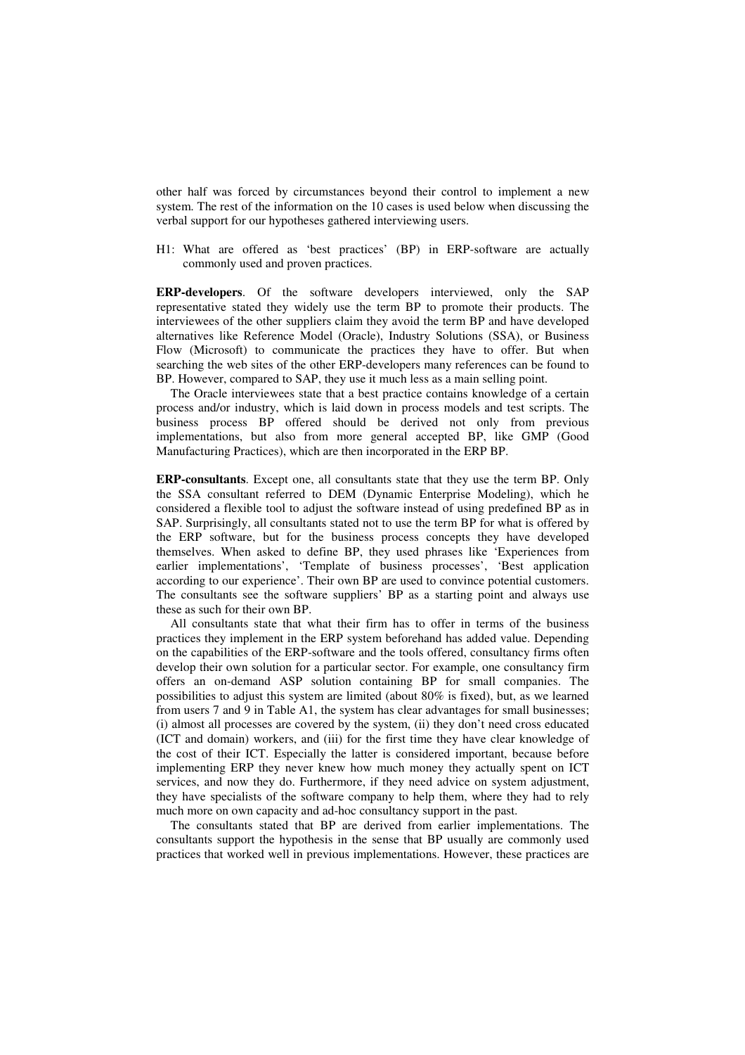other half was forced by circumstances beyond their control to implement a new system. The rest of the information on the 10 cases is used below when discussing the verbal support for our hypotheses gathered interviewing users.

H1: What are offered as 'best practices' (BP) in ERP-software are actually commonly used and proven practices.

**ERP-developers**. Of the software developers interviewed, only the SAP representative stated they widely use the term BP to promote their products. The interviewees of the other suppliers claim they avoid the term BP and have developed alternatives like Reference Model (Oracle), Industry Solutions (SSA), or Business Flow (Microsoft) to communicate the practices they have to offer. But when searching the web sites of the other ERP-developers many references can be found to BP. However, compared to SAP, they use it much less as a main selling point.

The Oracle interviewees state that a best practice contains knowledge of a certain process and/or industry, which is laid down in process models and test scripts. The business process BP offered should be derived not only from previous implementations, but also from more general accepted BP, like GMP (Good Manufacturing Practices), which are then incorporated in the ERP BP.

**ERP-consultants**. Except one, all consultants state that they use the term BP. Only the SSA consultant referred to DEM (Dynamic Enterprise Modeling), which he considered a flexible tool to adjust the software instead of using predefined BP as in SAP. Surprisingly, all consultants stated not to use the term BP for what is offered by the ERP software, but for the business process concepts they have developed themselves. When asked to define BP, they used phrases like 'Experiences from earlier implementations', 'Template of business processes', 'Best application according to our experience'. Their own BP are used to convince potential customers. The consultants see the software suppliers' BP as a starting point and always use these as such for their own BP.

All consultants state that what their firm has to offer in terms of the business practices they implement in the ERP system beforehand has added value. Depending on the capabilities of the ERP-software and the tools offered, consultancy firms often develop their own solution for a particular sector. For example, one consultancy firm offers an on-demand ASP solution containing BP for small companies. The possibilities to adjust this system are limited (about 80% is fixed), but, as we learned from users 7 and 9 in Table A1, the system has clear advantages for small businesses; (i) almost all processes are covered by the system, (ii) they don't need cross educated (ICT and domain) workers, and (iii) for the first time they have clear knowledge of the cost of their ICT. Especially the latter is considered important, because before implementing ERP they never knew how much money they actually spent on ICT services, and now they do. Furthermore, if they need advice on system adjustment, they have specialists of the software company to help them, where they had to rely much more on own capacity and ad-hoc consultancy support in the past.

The consultants stated that BP are derived from earlier implementations. The consultants support the hypothesis in the sense that BP usually are commonly used practices that worked well in previous implementations. However, these practices are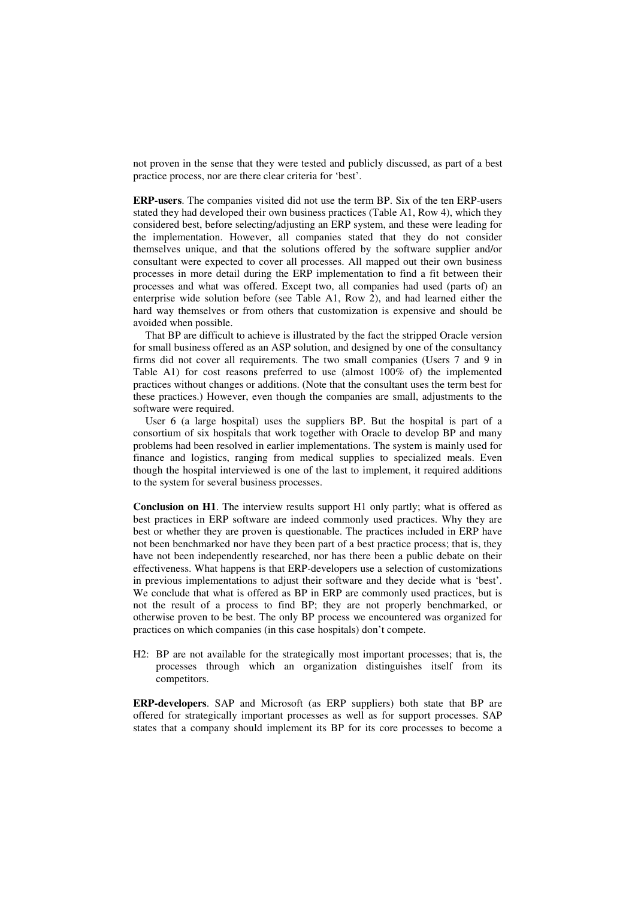not proven in the sense that they were tested and publicly discussed, as part of a best practice process, nor are there clear criteria for 'best'.

**ERP-users**. The companies visited did not use the term BP. Six of the ten ERP-users stated they had developed their own business practices (Table A1, Row 4), which they considered best, before selecting/adjusting an ERP system, and these were leading for the implementation. However, all companies stated that they do not consider themselves unique, and that the solutions offered by the software supplier and/or consultant were expected to cover all processes. All mapped out their own business processes in more detail during the ERP implementation to find a fit between their processes and what was offered. Except two, all companies had used (parts of) an enterprise wide solution before (see Table A1, Row 2), and had learned either the hard way themselves or from others that customization is expensive and should be avoided when possible.

That BP are difficult to achieve is illustrated by the fact the stripped Oracle version for small business offered as an ASP solution, and designed by one of the consultancy firms did not cover all requirements. The two small companies (Users 7 and 9 in Table A1) for cost reasons preferred to use (almost 100% of) the implemented practices without changes or additions. (Note that the consultant uses the term best for these practices.) However, even though the companies are small, adjustments to the software were required.

User 6 (a large hospital) uses the suppliers BP. But the hospital is part of a consortium of six hospitals that work together with Oracle to develop BP and many problems had been resolved in earlier implementations. The system is mainly used for finance and logistics, ranging from medical supplies to specialized meals. Even though the hospital interviewed is one of the last to implement, it required additions to the system for several business processes.

**Conclusion on H1**. The interview results support H1 only partly; what is offered as best practices in ERP software are indeed commonly used practices. Why they are best or whether they are proven is questionable. The practices included in ERP have not been benchmarked nor have they been part of a best practice process; that is, they have not been independently researched, nor has there been a public debate on their effectiveness. What happens is that ERP-developers use a selection of customizations in previous implementations to adjust their software and they decide what is 'best'. We conclude that what is offered as BP in ERP are commonly used practices, but is not the result of a process to find BP; they are not properly benchmarked, or otherwise proven to be best. The only BP process we encountered was organized for practices on which companies (in this case hospitals) don't compete.

H2: BP are not available for the strategically most important processes; that is, the processes through which an organization distinguishes itself from its competitors.

**ERP-developers**. SAP and Microsoft (as ERP suppliers) both state that BP are offered for strategically important processes as well as for support processes. SAP states that a company should implement its BP for its core processes to become a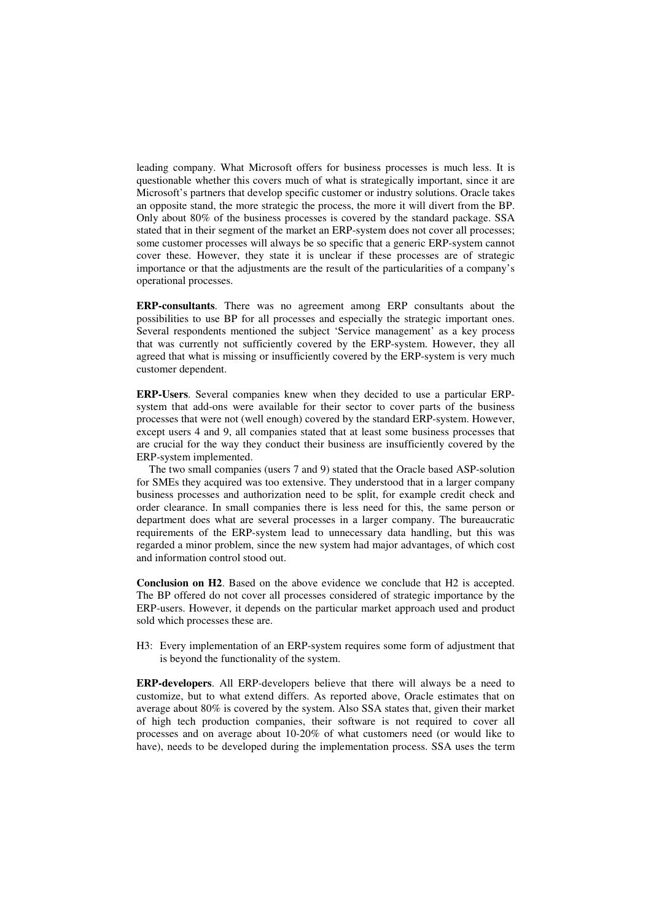leading company. What Microsoft offers for business processes is much less. It is questionable whether this covers much of what is strategically important, since it are Microsoft's partners that develop specific customer or industry solutions. Oracle takes an opposite stand, the more strategic the process, the more it will divert from the BP. Only about 80% of the business processes is covered by the standard package. SSA stated that in their segment of the market an ERP-system does not cover all processes; some customer processes will always be so specific that a generic ERP-system cannot cover these. However, they state it is unclear if these processes are of strategic importance or that the adjustments are the result of the particularities of a company's operational processes.

**ERP-consultants**. There was no agreement among ERP consultants about the possibilities to use BP for all processes and especially the strategic important ones. Several respondents mentioned the subject 'Service management' as a key process that was currently not sufficiently covered by the ERP-system. However, they all agreed that what is missing or insufficiently covered by the ERP-system is very much customer dependent.

**ERP-Users**. Several companies knew when they decided to use a particular ERP-system that add-ons were available for their sector to cover parts of the business processes that were not (well enough) covered by the standard ERP-system. However, except users 4 and 9, all companies stated that at least some business processes that are crucial for the way they conduct their business are insufficiently covered by the ERP-system implemented.

The two small companies (users 7 and 9) stated that the Oracle based ASP-solution for SMEs they acquired was too extensive. They understood that in a larger company business processes and authorization need to be split, for example credit check and order clearance. In small companies there is less need for this, the same person or department does what are several processes in a larger company. The bureaucratic requirements of the ERP-system lead to unnecessary data handling, but this was regarded a minor problem, since the new system had major advantages, of which cost and information control stood out.

**Conclusion on H2**. Based on the above evidence we conclude that H2 is accepted. The BP offered do not cover all processes considered of strategic importance by the ERP-users. However, it depends on the particular market approach used and product sold which processes these are.

H3: Every implementation of an ERP-system requires some form of adjustment that is beyond the functionality of the system.

**ERP-developers**. All ERP-developers believe that there will always be a need to customize, but to what extend differs. As reported above, Oracle estimates that on average about 80% is covered by the system. Also SSA states that, given their market of high tech production companies, their software is not required to cover all processes and on average about 10-20% of what customers need (or would like to have), needs to be developed during the implementation process. SSA uses the term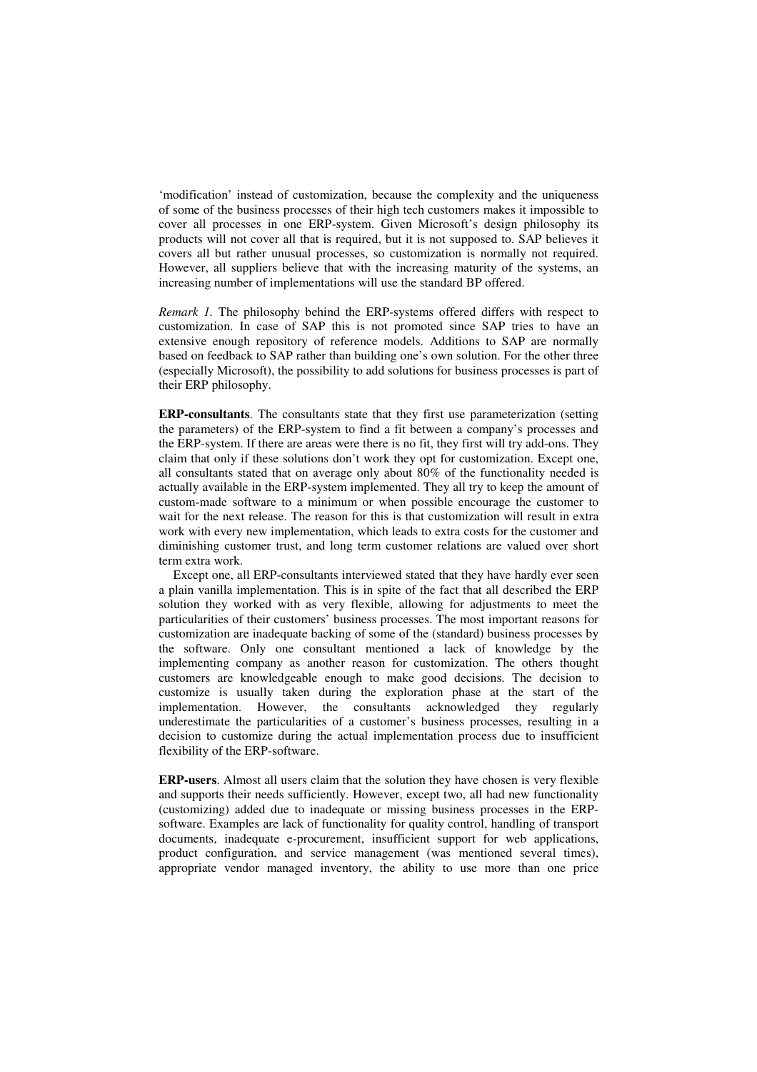'modification' instead of customization, because the complexity and the uniqueness of some of the business processes of their high tech customers makes it impossible to cover all processes in one ERP-system. Given Microsoft's design philosophy its products will not cover all that is required, but it is not supposed to. SAP believes it covers all but rather unusual processes, so customization is normally not required. However, all suppliers believe that with the increasing maturity of the systems, an increasing number of implementations will use the standard BP offered.

*Remark 1.* The philosophy behind the ERP-systems offered differs with respect to customization. In case of SAP this is not promoted since SAP tries to have an extensive enough repository of reference models. Additions to SAP are normally based on feedback to SAP rather than building one's own solution. For the other three (especially Microsoft), the possibility to add solutions for business processes is part of their ERP philosophy.

**ERP-consultants**. The consultants state that they first use parameterization (setting the parameters) of the ERP-system to find a fit between a company's processes and the ERP-system. If there are areas were there is no fit, they first will try add-ons. They claim that only if these solutions don't work they opt for customization. Except one, all consultants stated that on average only about 80% of the functionality needed is actually available in the ERP-system implemented. They all try to keep the amount of custom-made software to a minimum or when possible encourage the customer to wait for the next release. The reason for this is that customization will result in extra work with every new implementation, which leads to extra costs for the customer and diminishing customer trust, and long term customer relations are valued over short term extra work.

Except one, all ERP-consultants interviewed stated that they have hardly ever seen a plain vanilla implementation. This is in spite of the fact that all described the ERP solution they worked with as very flexible, allowing for adjustments to meet the particularities of their customers' business processes. The most important reasons for customization are inadequate backing of some of the (standard) business processes by the software. Only one consultant mentioned a lack of knowledge by the implementing company as another reason for customization. The others thought customers are knowledgeable enough to make good decisions. The decision to customize is usually taken during the exploration phase at the start of the implementation. However, the consultants acknowledged they regularly underestimate the particularities of a customer's business processes, resulting in a decision to customize during the actual implementation process due to insufficient flexibility of the ERP-software.

**ERP-users**. Almost all users claim that the solution they have chosen is very flexible and supports their needs sufficiently. However, except two, all had new functionality (customizing) added due to inadequate or missing business processes in the ERP-software. Examples are lack of functionality for quality control, handling of transport documents, inadequate e-procurement, insufficient support for web applications, product configuration, and service management (was mentioned several times), appropriate vendor managed inventory, the ability to use more than one price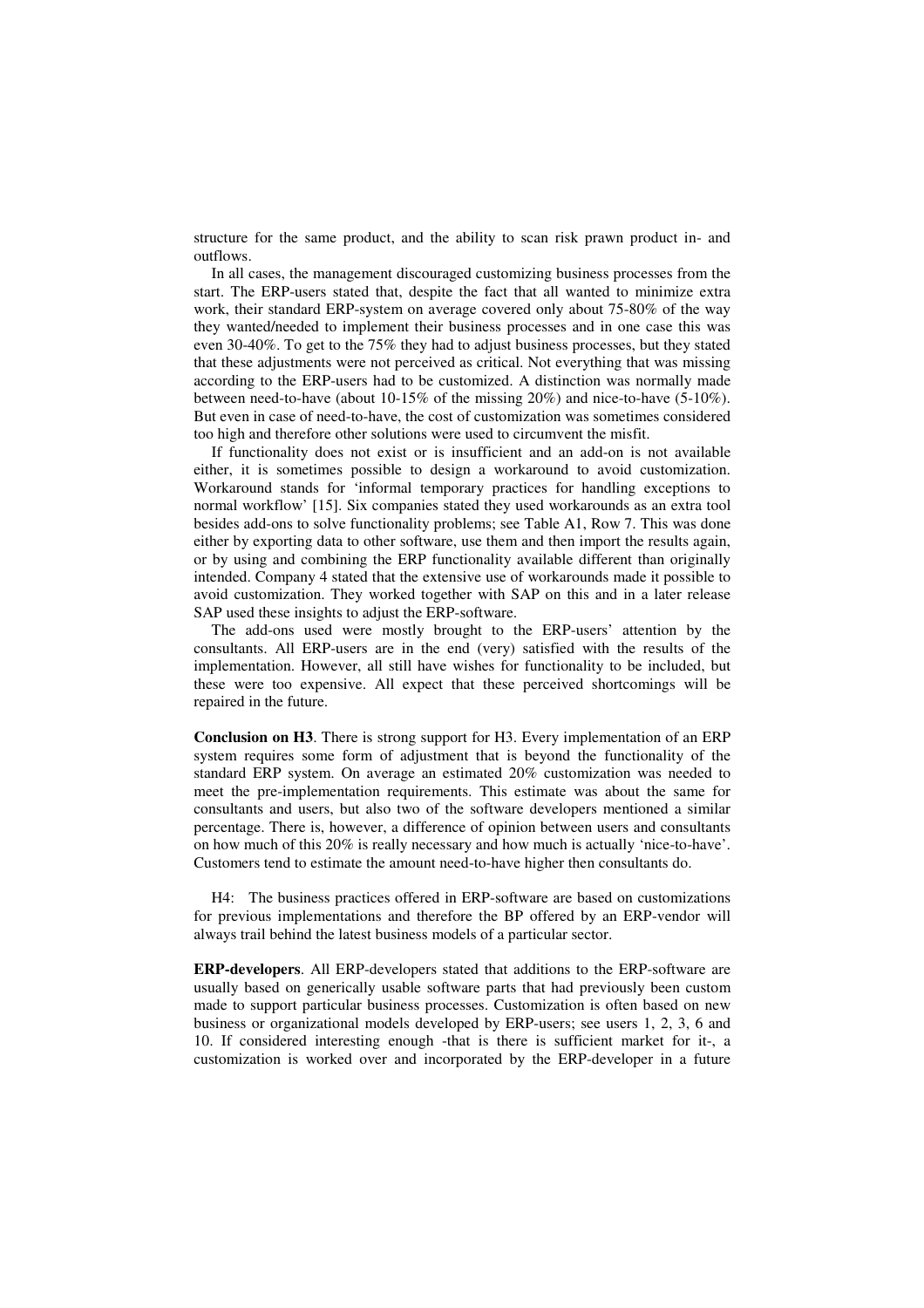structure for the same product, and the ability to scan risk prawn product in- and outflows.

In all cases, the management discouraged customizing business processes from the start. The ERP-users stated that, despite the fact that all wanted to minimize extra work, their standard ERP-system on average covered only about 75-80% of the way they wanted/needed to implement their business processes and in one case this was even 30-40%. To get to the 75% they had to adjust business processes, but they stated that these adjustments were not perceived as critical. Not everything that was missing according to the ERP-users had to be customized. A distinction was normally made between need-to-have (about 10-15% of the missing 20%) and nice-to-have (5-10%). But even in case of need-to-have, the cost of customization was sometimes considered too high and therefore other solutions were used to circumvent the misfit.

If functionality does not exist or is insufficient and an add-on is not available either, it is sometimes possible to design a workaround to avoid customization. Workaround stands for 'informal temporary practices for handling exceptions to normal workflow' [15]. Six companies stated they used workarounds as an extra tool besides add-ons to solve functionality problems; see Table A1, Row 7. This was done either by exporting data to other software, use them and then import the results again, or by using and combining the ERP functionality available different than originally intended. Company 4 stated that the extensive use of workarounds made it possible to avoid customization. They worked together with SAP on this and in a later release SAP used these insights to adjust the ERP-software.

The add-ons used were mostly brought to the ERP-users' attention by the consultants. All ERP-users are in the end (very) satisfied with the results of the implementation. However, all still have wishes for functionality to be included, but these were too expensive. All expect that these perceived shortcomings will be repaired in the future.

**Conclusion on H3**. There is strong support for H3. Every implementation of an ERP system requires some form of adjustment that is beyond the functionality of the standard ERP system. On average an estimated 20% customization was needed to meet the pre-implementation requirements. This estimate was about the same for consultants and users, but also two of the software developers mentioned a similar percentage. There is, however, a difference of opinion between users and consultants on how much of this 20% is really necessary and how much is actually 'nice-to-have'. Customers tend to estimate the amount need-to-have higher then consultants do.

H4: The business practices offered in ERP-software are based on customizations for previous implementations and therefore the BP offered by an ERP-vendor will always trail behind the latest business models of a particular sector.

**ERP-developers**. All ERP-developers stated that additions to the ERP-software are usually based on generically usable software parts that had previously been custom made to support particular business processes. Customization is often based on new business or organizational models developed by ERP-users; see users 1, 2, 3, 6 and 10. If considered interesting enough -that is there is sufficient market for it-, a customization is worked over and incorporated by the ERP-developer in a future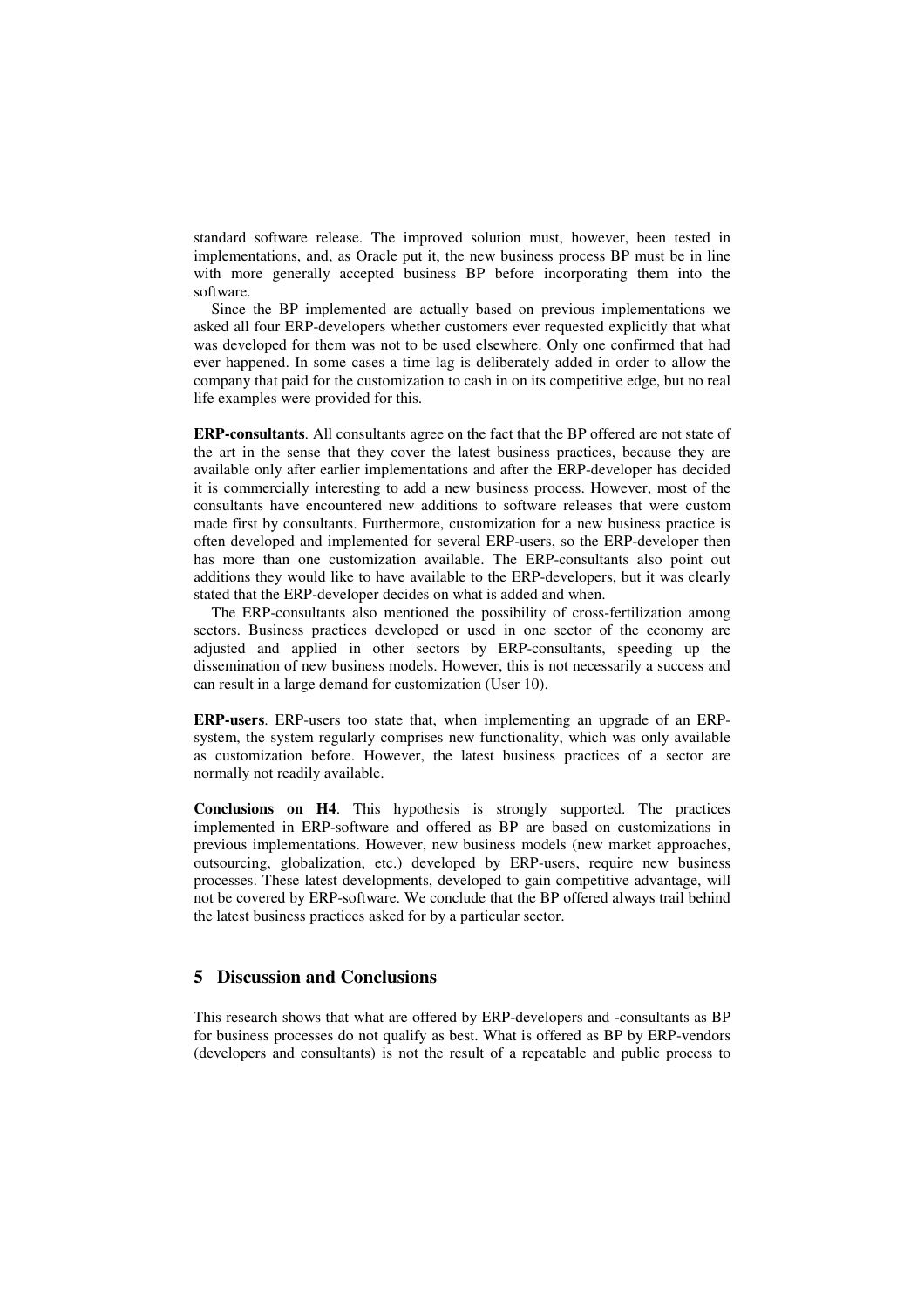standard software release. The improved solution must, however, been tested in implementations, and, as Oracle put it, the new business process BP must be in line with more generally accepted business BP before incorporating them into the software.

Since the BP implemented are actually based on previous implementations we asked all four ERP-developers whether customers ever requested explicitly that what was developed for them was not to be used elsewhere. Only one confirmed that had ever happened. In some cases a time lag is deliberately added in order to allow the company that paid for the customization to cash in on its competitive edge, but no real life examples were provided for this.

**ERP-consultants**. All consultants agree on the fact that the BP offered are not state of the art in the sense that they cover the latest business practices, because they are available only after earlier implementations and after the ERP-developer has decided it is commercially interesting to add a new business process. However, most of the consultants have encountered new additions to software releases that were custom made first by consultants. Furthermore, customization for a new business practice is often developed and implemented for several ERP-users, so the ERP-developer then has more than one customization available. The ERP-consultants also point out additions they would like to have available to the ERP-developers, but it was clearly stated that the ERP-developer decides on what is added and when.

The ERP-consultants also mentioned the possibility of cross-fertilization among sectors. Business practices developed or used in one sector of the economy are adjusted and applied in other sectors by ERP-consultants, speeding up the dissemination of new business models. However, this is not necessarily a success and can result in a large demand for customization (User 10).

**ERP-users**. ERP-users too state that, when implementing an upgrade of an ERP-system, the system regularly comprises new functionality, which was only available as customization before. However, the latest business practices of a sector are normally not readily available.

**Conclusions on H4**. This hypothesis is strongly supported. The practices implemented in ERP-software and offered as BP are based on customizations in previous implementations. However, new business models (new market approaches, outsourcing, globalization, etc.) developed by ERP-users, require new business processes. These latest developments, developed to gain competitive advantage, will not be covered by ERP-software. We conclude that the BP offered always trail behind the latest business practices asked for by a particular sector.

## 5 Discussion and Conclusions

This research shows that what are offered by ERP-developers and -consultants as BP for business processes do not qualify as best. What is offered as BP by ERP-vendors (developers and consultants) is not the result of a repeatable and public process to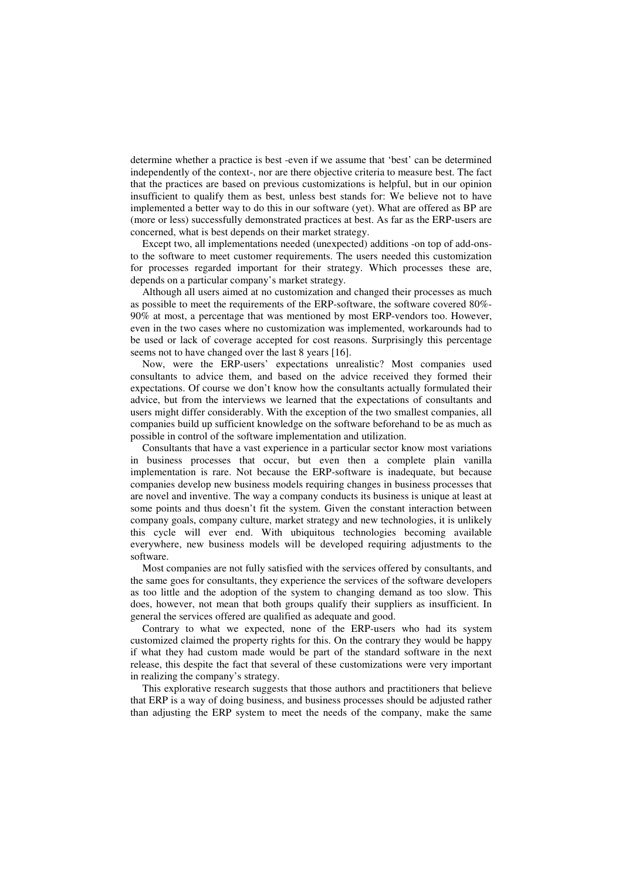determine whether a practice is best -even if we assume that 'best' can be determined independently of the context-, nor are there objective criteria to measure best. The fact that the practices are based on previous customizations is helpful, but in our opinion insufficient to qualify them as best, unless best stands for: We believe not to have implemented a better way to do this in our software (yet). What are offered as BP are (more or less) successfully demonstrated practices at best. As far as the ERP-users are concerned, what is best depends on their market strategy.

Except two, all implementations needed (unexpected) additions -on top of add-ons- to the software to meet customer requirements. The users needed this customization for processes regarded important for their strategy. Which processes these are, depends on a particular company's market strategy.

Although all users aimed at no customization and changed their processes as much as possible to meet the requirements of the ERP-software, the software covered 80%-90% at most, a percentage that was mentioned by most ERP-vendors too. However, even in the two cases where no customization was implemented, workarounds had to be used or lack of coverage accepted for cost reasons. Surprisingly this percentage seems not to have changed over the last 8 years [16].

Now, were the ERP-users' expectations unrealistic? Most companies used consultants to advice them, and based on the advice received they formed their expectations. Of course we don't know how the consultants actually formulated their advice, but from the interviews we learned that the expectations of consultants and users might differ considerably. With the exception of the two smallest companies, all companies build up sufficient knowledge on the software beforehand to be as much as possible in control of the software implementation and utilization.

Consultants that have a vast experience in a particular sector know most variations in business processes that occur, but even then a complete plain vanilla implementation is rare. Not because the ERP-software is inadequate, but because companies develop new business models requiring changes in business processes that are novel and inventive. The way a company conducts its business is unique at least at some points and thus doesn't fit the system. Given the constant interaction between company goals, company culture, market strategy and new technologies, it is unlikely this cycle will ever end. With ubiquitous technologies becoming available everywhere, new business models will be developed requiring adjustments to the software.

Most companies are not fully satisfied with the services offered by consultants, and the same goes for consultants, they experience the services of the software developers as too little and the adoption of the system to changing demand as too slow. This does, however, not mean that both groups qualify their suppliers as insufficient. In general the services offered are qualified as adequate and good.

Contrary to what we expected, none of the ERP-users who had its system customized claimed the property rights for this. On the contrary they would be happy if what they had custom made would be part of the standard software in the next release, this despite the fact that several of these customizations were very important in realizing the company's strategy.

This explorative research suggests that those authors and practitioners that believe that ERP is a way of doing business, and business processes should be adjusted rather than adjusting the ERP system to meet the needs of the company, make the same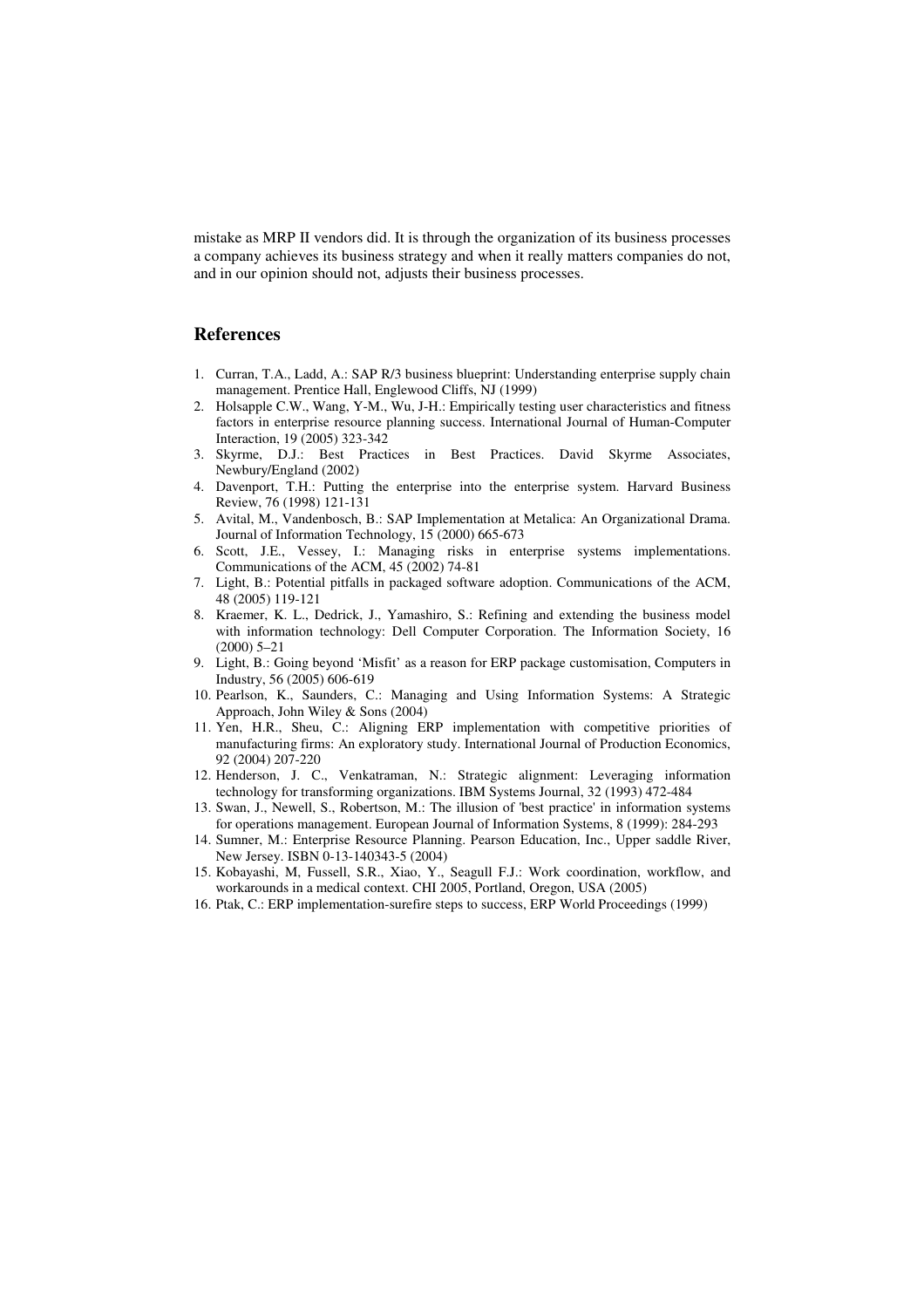mistake as MRP II vendors did. It is through the organization of its business processes a company achieves its business strategy and when it really matters companies do not, and in our opinion should not, adjusts their business processes.

## References

1. Curran, T.A., Ladd, A.: SAP R/3 business blueprint: Understanding enterprise supply chain management. Prentice Hall, Englewood Cliffs, NJ (1999)
2. Holsapple C.W., Wang, Y-M., Wu, J-H.: Empirically testing user characteristics and fitness factors in enterprise resource planning success. International Journal of Human-Computer Interaction, 19 (2005) 323-342
3. Skyrme, D.J.: Best Practices in Best Practices. David Skyrme Associates, Newbury/England (2002)
4. Davenport, T.H.: Putting the enterprise into the enterprise system. Harvard Business Review, 76 (1998) 121-131
5. Avital, M., Vandenbosch, B.: SAP Implementation at Metalica: An Organizational Drama. Journal of Information Technology, 15 (2000) 665-673
6. Scott, J.E., Vessey, I.: Managing risks in enterprise systems implementations. Communications of the ACM, 45 (2002) 74-81
7. Light, B.: Potential pitfalls in packaged software adoption. Communications of the ACM, 48 (2005) 119-121
8. Kraemer, K. L., Dedrick, J., Yamashiro, S.: Refining and extending the business model with information technology: Dell Computer Corporation. The Information Society, 16 (2000) 5–21
9. Light, B.: Going beyond 'Misfit' as a reason for ERP package customisation, Computers in Industry, 56 (2005) 606-619
10. Pearlson, K., Saunders, C.: Managing and Using Information Systems: A Strategic Approach, John Wiley & Sons (2004)
11. Yen, H.R., Sheu, C.: Aligning ERP implementation with competitive priorities of manufacturing firms: An exploratory study. International Journal of Production Economics, 92 (2004) 207-220
12. Henderson, J. C., Venkatraman, N.: Strategic alignment: Leveraging information technology for transforming organizations. IBM Systems Journal, 32 (1993) 472-484
13. Swan, J., Newell, S., Robertson, M.: The illusion of 'best practice' in information systems for operations management. European Journal of Information Systems, 8 (1999): 284-293
14. Sumner, M.: Enterprise Resource Planning. Pearson Education, Inc., Upper saddle River, New Jersey. ISBN 0-13-140343-5 (2004)
15. Kobayashi, M, Fussell, S.R., Xiao, Y., Seagull F.J.: Work coordination, workflow, and workarounds in a medical context. CHI 2005, Portland, Oregon, USA (2005)
16. Ptak, C.: ERP implementation-surefire steps to success, ERP World Proceedings (1999)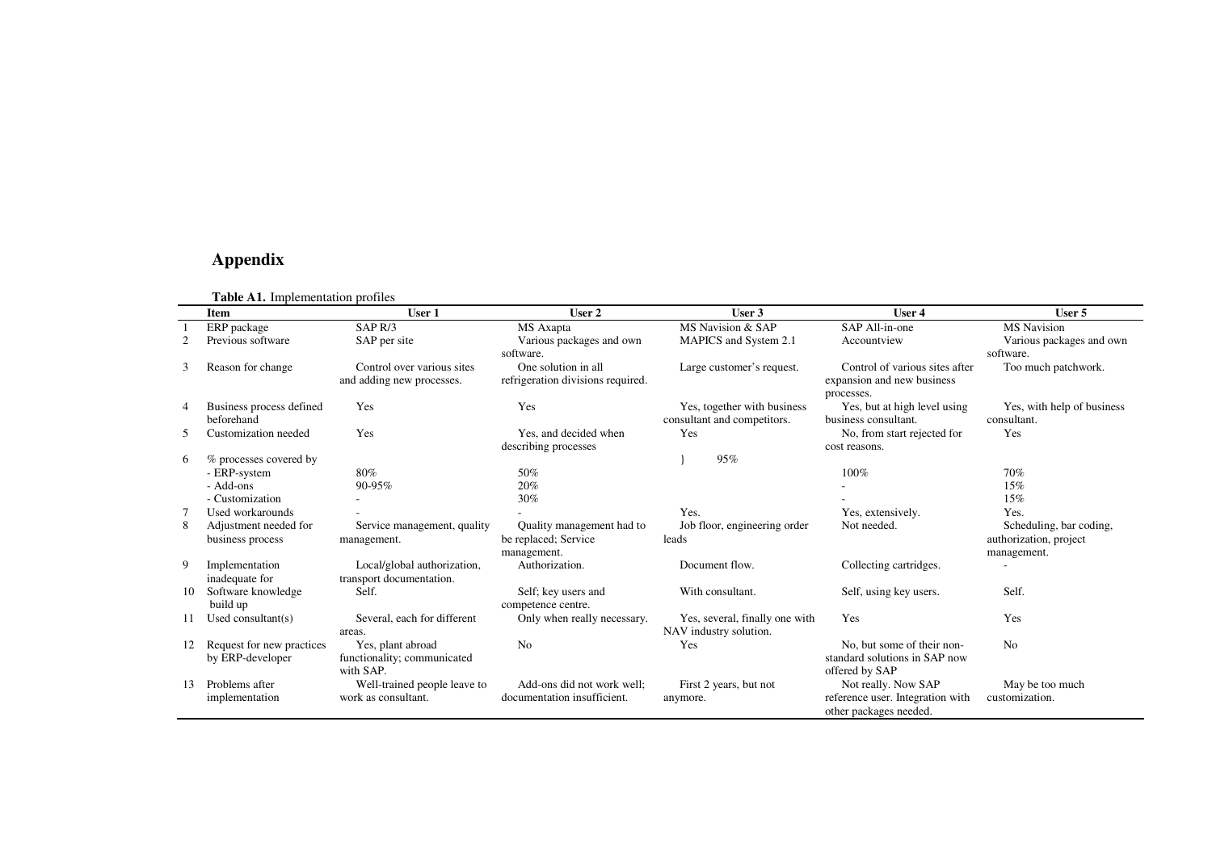## Appendix

**Table A1.** Implementation profiles

| | Item | User 1 | User 2 | User 3 | User 4 | User 5 |
|---|---|---|---|---|---|---|
| 1 | ERP package | SAP R/3 | MS Axapta | MS Navision & SAP | SAP All-in-one | MS Navision |
| 2 | Previous software | SAP per site | Various packages and own software. | MAPICS and System 2.1 | Accountview | Various packages and own software. |
| 3 | Reason for change | Control over various sites and adding new processes. | One solution in all refrigeration divisions required. | Large customer's request. | Control of various sites after expansion and new business processes. | Too much patchwork. |
| 4 | Business process defined beforehand | Yes | Yes | Yes, together with business consultant and competitors. | Yes, but at high level using business consultant. | Yes, with help of business consultant. |
| 5 | Customization needed | Yes | Yes, and decided when describing processes | Yes | No, from start rejected for cost reasons. | Yes |
| 6 | % processes covered by | | | } 95% | | |
| | - ERP-system | 80% | 50% | | 100% | 70% |
| | - Add-ons | 90-95% | 20% | | - | 15% |
| | - Customization | - | 30% | | - | 15% |
| 7 | Used workarounds | - | - | Yes. | Yes, extensively. | Yes. |
| 8 | Adjustment needed for business process | Service management, quality management. | Quality management had to be replaced; Service management. | Job floor, engineering order leads | Not needed. | Scheduling, bar coding, authorization, project management. |
| 9 | Implementation inadequate for | Local/global authorization, transport documentation. | Authorization. | Document flow. | Collecting cartridges. | - |
| 10 | Software knowledge build up | Self. | Self; key users and competence centre. | With consultant. | Self, using key users. | Self. |
| 11 | Used consultant(s) | Several, each for different areas. | Only when really necessary. | Yes, several, finally one with NAV industry solution. | Yes | Yes |
| 12 | Request for new practices by ERP-developer | Yes, plant abroad functionality; communicated with SAP. | No | Yes | No, but some of their non-standard solutions in SAP now offered by SAP | No |
| 13 | Problems after implementation | Well-trained people leave to work as consultant. | Add-ons did not work well; documentation insufficient. | First 2 years, but not anymore. | Not really. Now SAP reference user. Integration with other packages needed. | May be too much customization. |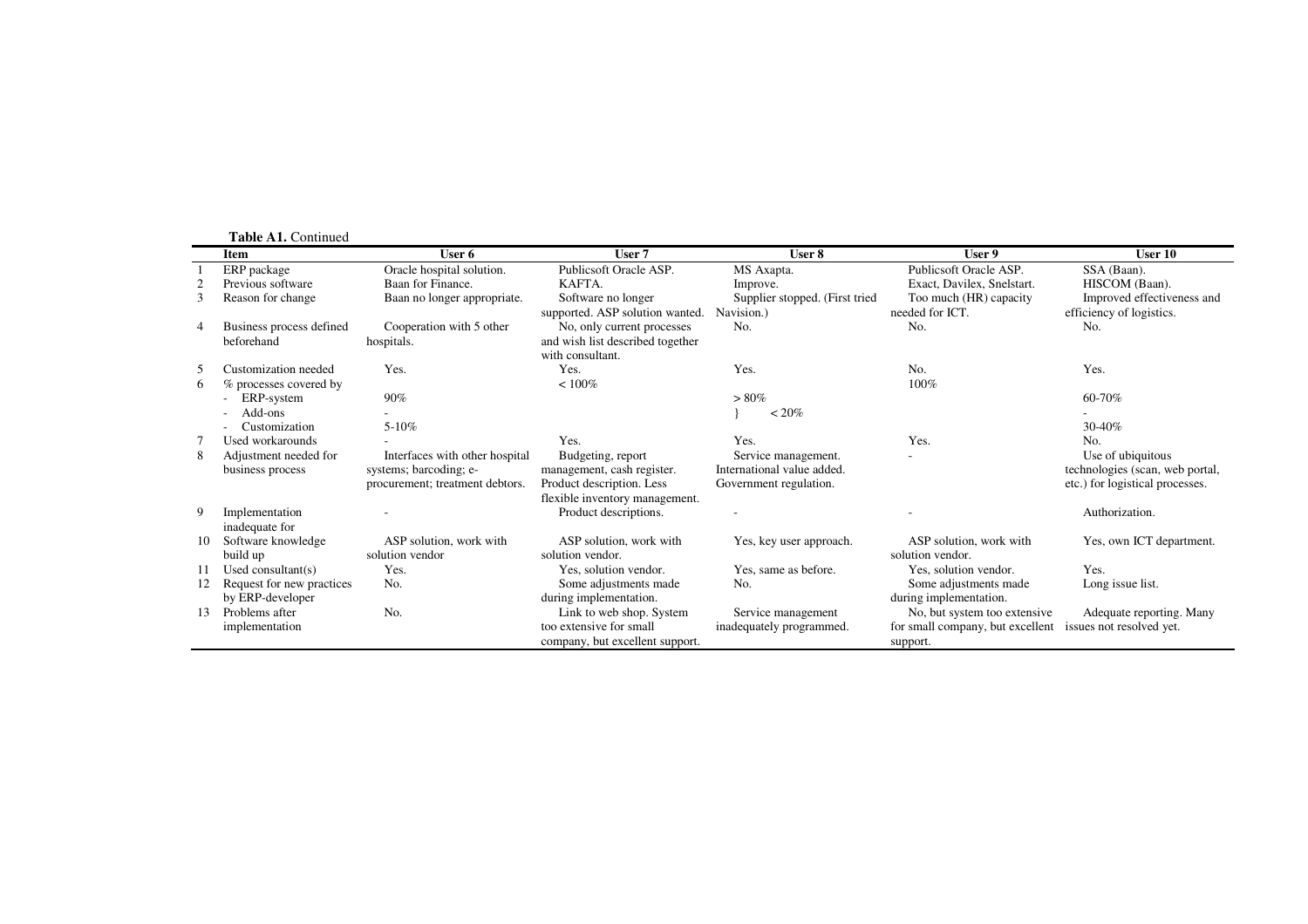**Table A1.** Continued

| | Item | User 6 | User 7 | User 8 | User 9 | User 10 |
|---|---|---|---|---|---|---|
| 1 | ERP package | Oracle hospital solution. | Publicsoft Oracle ASP. | MS Axapta. | Publicsoft Oracle ASP. | SSA (Baan). |
| 2 | Previous software | Baan for Finance. | KAFTA. | Improve. | Exact, Davilex, Snelstart. | HISCOM (Baan). |
| 3 | Reason for change | Baan no longer appropriate. | Software no longer supported. ASP solution wanted. | Supplier stopped. (First tried Navision.) | Too much (HR) capacity needed for ICT. | Improved effectiveness and efficiency of logistics. |
| 4 | Business process defined beforehand | Cooperation with 5 other hospitals. | No, only current processes and wish list described together with consultant. | No. | No. | No. |
| 5 | Customization needed | Yes. | Yes. | Yes. | No. | Yes. |
| 6 | % processes covered by | | < 100% | | 100% | |
| | - ERP-system | 90% | | > 80% | | 60-70% |
| | - Add-ons | - | | } < 20% | | - |
| | - Customization | 5-10% | | | | 30-40% |
| 7 | Used workarounds | - | Yes. | Yes. | Yes. | No. |
| 8 | Adjustment needed for business process | Interfaces with other hospital systems; barcoding; e-procurement; treatment debtors. | Budgeting, report management, cash register. Product description. Less flexible inventory management. | Service management. International value added. Government regulation. | - | Use of ubiquitous technologies (scan, web portal, etc.) for logistical processes. |
| 9 | Implementation inadequate for | - | Product descriptions. | - | - | Authorization. |
| 10 | Software knowledge build up | ASP solution, work with solution vendor | ASP solution, work with solution vendor. | Yes, key user approach. | ASP solution, work with solution vendor. | Yes, own ICT department. |
| 11 | Used consultant(s) | Yes. | Yes, solution vendor. | Yes, same as before. | Yes, solution vendor. | Yes. |
| 12 | Request for new practices by ERP-developer | No. | Some adjustments made during implementation. | No. | Some adjustments made during implementation. | Long issue list. |
| 13 | Problems after implementation | No. | Link to web shop. System too extensive for small company, but excellent support. | Service management inadequately programmed. | No, but system too extensive for small company, but excellent support. | Adequate reporting. Many issues not resolved yet. |